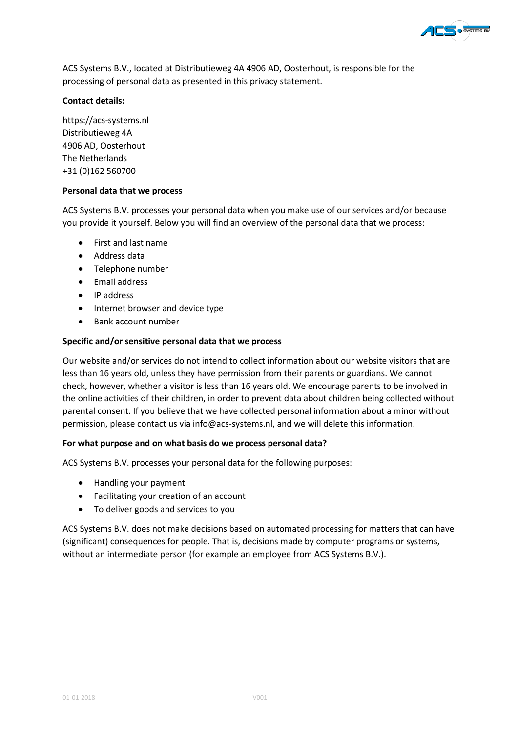ACS Systems B.V., located at Distributieweg 4A 4906 AD, Oosterhout, is responsible for the processing of personal data as presented in this privacy statement.

**Contact details:**

https://acs-systems.nl
Distributieweg 4A
4906 AD, Oosterhout
The Netherlands
+31 (0)162 560700

**Personal data that we process**

ACS Systems B.V. processes your personal data when you make use of our services and/or because you provide it yourself. Below you will find an overview of the personal data that we process:

- First and last name
- Address data
- Telephone number
- Email address
- IP address
- Internet browser and device type
- Bank account number

**Specific and/or sensitive personal data that we process**

Our website and/or services do not intend to collect information about our website visitors that are less than 16 years old, unless they have permission from their parents or guardians. We cannot check, however, whether a visitor is less than 16 years old. We encourage parents to be involved in the online activities of their children, in order to prevent data about children being collected without parental consent. If you believe that we have collected personal information about a minor without permission, please contact us via info@acs-systems.nl, and we will delete this information.

**For what purpose and on what basis do we process personal data?**

ACS Systems B.V. processes your personal data for the following purposes:

- Handling your payment
- Facilitating your creation of an account
- To deliver goods and services to you

ACS Systems B.V. does not make decisions based on automated processing for matters that can have (significant) consequences for people. That is, decisions made by computer programs or systems, without an intermediate person (for example an employee from ACS Systems B.V.).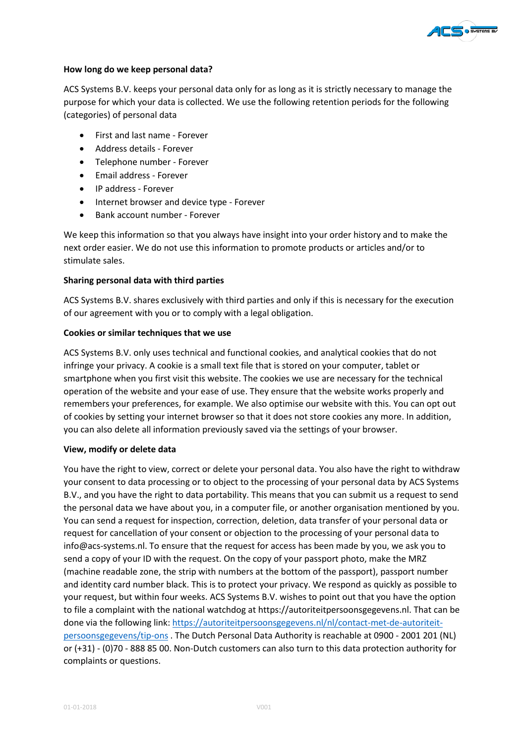**How long do we keep personal data?**

ACS Systems B.V. keeps your personal data only for as long as it is strictly necessary to manage the purpose for which your data is collected. We use the following retention periods for the following (categories) of personal data

- First and last name - Forever
- Address details - Forever
- Telephone number - Forever
- Email address - Forever
- IP address - Forever
- Internet browser and device type - Forever
- Bank account number - Forever

We keep this information so that you always have insight into your order history and to make the next order easier. We do not use this information to promote products or articles and/or to stimulate sales.

**Sharing personal data with third parties**

ACS Systems B.V. shares exclusively with third parties and only if this is necessary for the execution of our agreement with you or to comply with a legal obligation.

**Cookies or similar techniques that we use**

ACS Systems B.V. only uses technical and functional cookies, and analytical cookies that do not infringe your privacy. A cookie is a small text file that is stored on your computer, tablet or smartphone when you first visit this website. The cookies we use are necessary for the technical operation of the website and your ease of use. They ensure that the website works properly and remembers your preferences, for example. We also optimise our website with this. You can opt out of cookies by setting your internet browser so that it does not store cookies any more. In addition, you can also delete all information previously saved via the settings of your browser.

**View, modify or delete data**

You have the right to view, correct or delete your personal data. You also have the right to withdraw your consent to data processing or to object to the processing of your personal data by ACS Systems B.V., and you have the right to data portability. This means that you can submit us a request to send the personal data we have about you, in a computer file, or another organisation mentioned by you. You can send a request for inspection, correction, deletion, data transfer of your personal data or request for cancellation of your consent or objection to the processing of your personal data to info@acs-systems.nl. To ensure that the request for access has been made by you, we ask you to send a copy of your ID with the request. On the copy of your passport photo, make the MRZ (machine readable zone, the strip with numbers at the bottom of the passport), passport number and identity card number black. This is to protect your privacy. We respond as quickly as possible to your request, but within four weeks. ACS Systems B.V. wishes to point out that you have the option to file a complaint with the national watchdog at https://autoriteitpersoonsgegevens.nl. That can be done via the following link: [https://autoriteitpersoonsgegevens.nl/nl/contact-met-de-autoriteit-persoonsgegevens/tip-ons](https://autoriteitpersoonsgegevens.nl/nl/contact-met-de-autoriteit-persoonsgegevens/tip-ons) . The Dutch Personal Data Authority is reachable at 0900 - 2001 201 (NL) or (+31) - (0)70 - 888 85 00. Non-Dutch customers can also turn to this data protection authority for complaints or questions.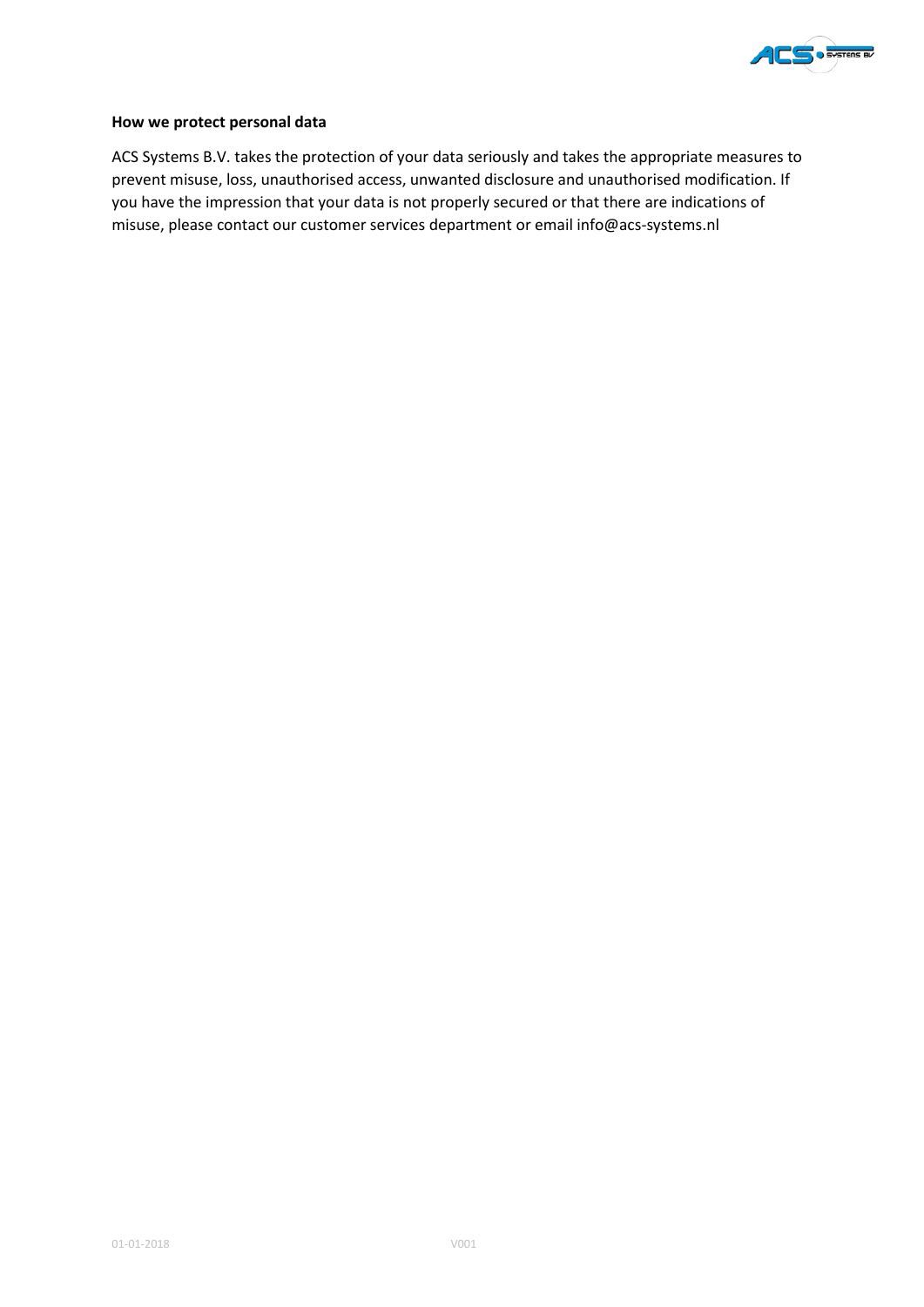**How we protect personal data**

ACS Systems B.V. takes the protection of your data seriously and takes the appropriate measures to prevent misuse, loss, unauthorised access, unwanted disclosure and unauthorised modification. If you have the impression that your data is not properly secured or that there are indications of misuse, please contact our customer services department or email info@acs-systems.nl